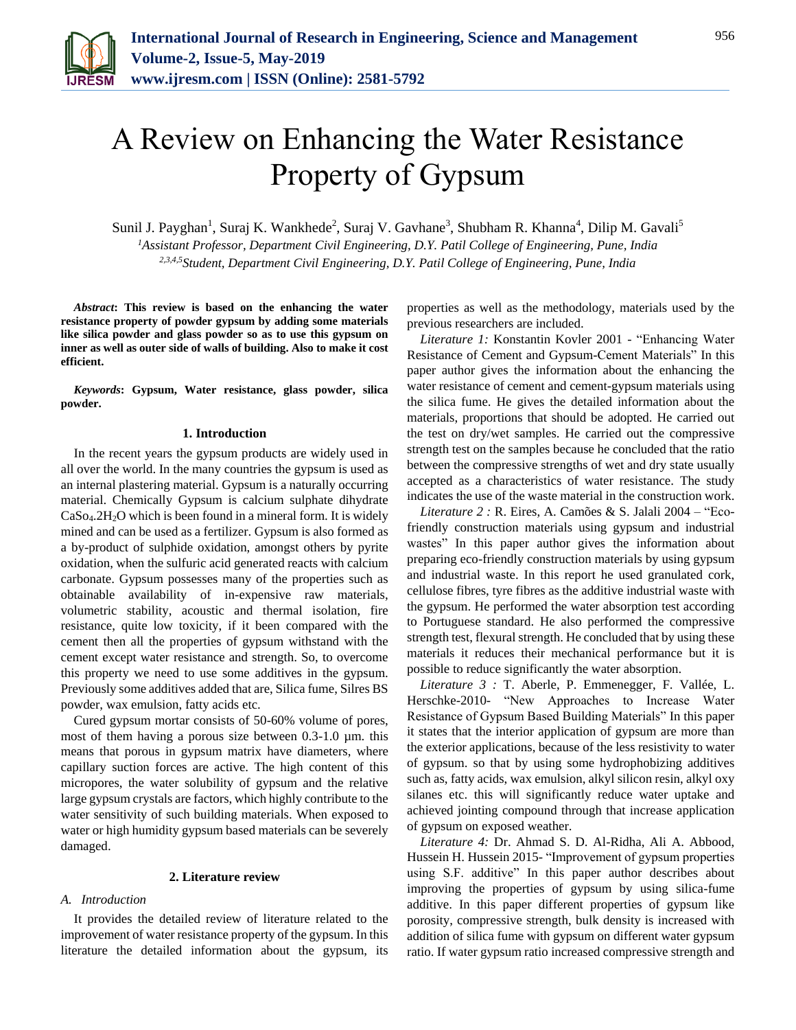# A Review on Enhancing the Water Resistance Property of Gypsum

Sunil J. Payghan[1], Suraj K. Wankhede[2], Suraj V. Gavhane[3], Shubham R. Khanna[4], Dilip M. Gavali[5]

[1]*Assistant Professor, Department Civil Engineering, D.Y. Patil College of Engineering, Pune, India*
[2,3,4,5]*Student, Department Civil Engineering, D.Y. Patil College of Engineering, Pune, India*

***Abstract*: This review is based on the enhancing the water resistance property of powder gypsum by adding some materials like silica powder and glass powder so as to use this gypsum on inner as well as outer side of walls of building. Also to make it cost efficient.**

***Keywords*: Gypsum, Water resistance, glass powder, silica powder.**

## 1. Introduction

In the recent years the gypsum products are widely used in all over the world. In the many countries the gypsum is used as an internal plastering material. Gypsum is a naturally occurring material. Chemically Gypsum is calcium sulphate dihydrate $CaSo_4.2H_2O$ which is been found in a mineral form. It is widely mined and can be used as a fertilizer. Gypsum is also formed as a by-product of sulphide oxidation, amongst others by pyrite oxidation, when the sulfuric acid generated reacts with calcium carbonate. Gypsum possesses many of the properties such as obtainable availability of in-expensive raw materials, volumetric stability, acoustic and thermal isolation, fire resistance, quite low toxicity, if it been compared with the cement then all the properties of gypsum withstand with the cement except water resistance and strength. So, to overcome this property we need to use some additives in the gypsum. Previously some additives added that are, Silica fume, Silres BS powder, wax emulsion, fatty acids etc.

Cured gypsum mortar consists of 50-60% volume of pores, most of them having a porous size between 0.3-1.0 µm. this means that porous in gypsum matrix have diameters, where capillary suction forces are active. The high content of this micropores, the water solubility of gypsum and the relative large gypsum crystals are factors, which highly contribute to the water sensitivity of such building materials. When exposed to water or high humidity gypsum based materials can be severely damaged.

## 2. Literature review

### *A. Introduction*

It provides the detailed review of literature related to the improvement of water resistance property of the gypsum. In this literature the detailed information about the gypsum, its properties as well as the methodology, materials used by the previous researchers are included.

*Literature 1:* Konstantin Kovler 2001 - "Enhancing Water Resistance of Cement and Gypsum-Cement Materials" In this paper author gives the information about the enhancing the water resistance of cement and cement-gypsum materials using the silica fume. He gives the detailed information about the materials, proportions that should be adopted. He carried out the test on dry/wet samples. He carried out the compressive strength test on the samples because he concluded that the ratio between the compressive strengths of wet and dry state usually accepted as a characteristics of water resistance. The study indicates the use of the waste material in the construction work.

*Literature 2 :* R. Eires, A. Camões & S. Jalali 2004 – "Eco-friendly construction materials using gypsum and industrial wastes" In this paper author gives the information about preparing eco-friendly construction materials by using gypsum and industrial waste. In this report he used granulated cork, cellulose fibres, tyre fibres as the additive industrial waste with the gypsum. He performed the water absorption test according to Portuguese standard. He also performed the compressive strength test, flexural strength. He concluded that by using these materials it reduces their mechanical performance but it is possible to reduce significantly the water absorption.

*Literature 3 :* T. Aberle, P. Emmenegger, F. Vallée, L. Herschke-2010- "New Approaches to Increase Water Resistance of Gypsum Based Building Materials" In this paper it states that the interior application of gypsum are more than the exterior applications, because of the less resistivity to water of gypsum. so that by using some hydrophobizing additives such as, fatty acids, wax emulsion, alkyl silicon resin, alkyl oxy silanes etc. this will significantly reduce water uptake and achieved jointing compound through that increase application of gypsum on exposed weather.

*Literature 4:* Dr. Ahmad S. D. Al-Ridha, Ali A. Abbood, Hussein H. Hussein 2015- "Improvement of gypsum properties using S.F. additive" In this paper author describes about improving the properties of gypsum by using silica-fume additive. In this paper different properties of gypsum like porosity, compressive strength, bulk density is increased with addition of silica fume with gypsum on different water gypsum ratio. If water gypsum ratio increased compressive strength and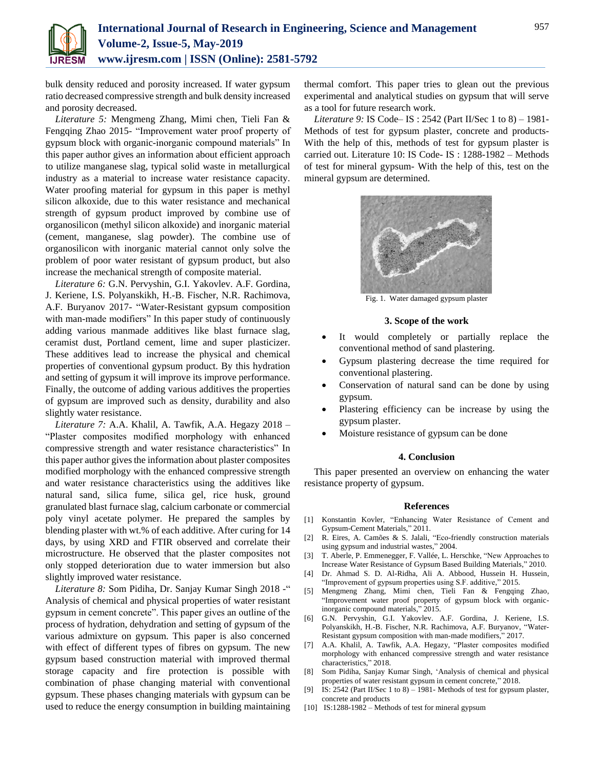bulk density reduced and porosity increased. If water gypsum ratio decreased compressive strength and bulk density increased and porosity decreased.

*Literature 5:* Mengmeng Zhang, Mimi chen, Tieli Fan & Fengqing Zhao 2015- "Improvement water proof property of gypsum block with organic-inorganic compound materials" In this paper author gives an information about efficient approach to utilize manganese slag, typical solid waste in metallurgical industry as a material to increase water resistance capacity. Water proofing material for gypsum in this paper is methyl silicon alkoxide, due to this water resistance and mechanical strength of gypsum product improved by combine use of organosilicon (methyl silicon alkoxide) and inorganic material (cement, manganese, slag powder). The combine use of organosilicon with inorganic material cannot only solve the problem of poor water resistant of gypsum product, but also increase the mechanical strength of composite material.

*Literature 6:* G.N. Pervyshin, G.I. Yakovlev. A.F. Gordina, J. Keriene, I.S. Polyanskikh, H.-B. Fischer, N.R. Rachimova, A.F. Buryanov 2017- "Water-Resistant gypsum composition with man-made modifiers" In this paper study of continuously adding various manmade additives like blast furnace slag, ceramist dust, Portland cement, lime and super plasticizer. These additives lead to increase the physical and chemical properties of conventional gypsum product. By this hydration and setting of gypsum it will improve its improve performance. Finally, the outcome of adding various additives the properties of gypsum are improved such as density, durability and also slightly water resistance.

*Literature 7:* A.A. Khalil, A. Tawfik, A.A. Hegazy 2018 – "Plaster composites modified morphology with enhanced compressive strength and water resistance characteristics" In this paper author gives the information about plaster composites modified morphology with the enhanced compressive strength and water resistance characteristics using the additives like natural sand, silica fume, silica gel, rice husk, ground granulated blast furnace slag, calcium carbonate or commercial poly vinyl acetate polymer. He prepared the samples by blending plaster with wt.% of each additive. After curing for 14 days, by using XRD and FTIR observed and correlate their microstructure. He observed that the plaster composites not only stopped deterioration due to water immersion but also slightly improved water resistance.

*Literature 8:* Som Pidiha, Dr. Sanjay Kumar Singh 2018 -" Analysis of chemical and physical properties of water resistant gypsum in cement concrete". This paper gives an outline of the process of hydration, dehydration and setting of gypsum of the various admixture on gypsum. This paper is also concerned with effect of different types of fibres on gypsum. The new gypsum based construction material with improved thermal storage capacity and fire protection is possible with combination of phase changing material with conventional gypsum. These phases changing materials with gypsum can be used to reduce the energy consumption in building maintaining thermal comfort. This paper tries to glean out the previous experimental and analytical studies on gypsum that will serve as a tool for future research work.

*Literature 9:* IS Code– IS : 2542 (Part II/Sec 1 to 8) – 1981- Methods of test for gypsum plaster, concrete and products- With the help of this, methods of test for gypsum plaster is carried out. Literature 10: IS Code- IS : 1288-1982 – Methods of test for mineral gypsum- With the help of this, test on the mineral gypsum are determined.

Fig. 1. Water damaged gypsum plaster

## 3. Scope of the work

- It would completely or partially replace the conventional method of sand plastering.
- Gypsum plastering decrease the time required for conventional plastering.
- Conservation of natural sand can be done by using gypsum.
- Plastering efficiency can be increase by using the gypsum plaster.
- Moisture resistance of gypsum can be done

## 4. Conclusion

This paper presented an overview on enhancing the water resistance property of gypsum.

## References

[1] Konstantin Kovler, "Enhancing Water Resistance of Cement and Gypsum-Cement Materials," 2011.

[2] R. Eires, A. Camões & S. Jalali, "Eco-friendly construction materials using gypsum and industrial wastes," 2004.

[3] T. Aberle, P. Emmenegger, F. Vallée, L. Herschke, "New Approaches to Increase Water Resistance of Gypsum Based Building Materials," 2010.

[4] Dr. Ahmad S. D. Al-Ridha, Ali A. Abbood, Hussein H. Hussein, "Improvement of gypsum properties using S.F. additive," 2015.

[5] Mengmeng Zhang, Mimi chen, Tieli Fan & Fengqing Zhao, "Improvement water proof property of gypsum block with organic-inorganic compound materials," 2015.

[6] G.N. Pervyshin, G.I. Yakovlev. A.F. Gordina, J. Keriene, I.S. Polyanskikh, H.-B. Fischer, N.R. Rachimova, A.F. Buryanov, "Water-Resistant gypsum composition with man-made modifiers," 2017.

[7] A.A. Khalil, A. Tawfik, A.A. Hegazy, "Plaster composites modified morphology with enhanced compressive strength and water resistance characteristics," 2018.

[8] Som Pidiha, Sanjay Kumar Singh, 'Analysis of chemical and physical properties of water resistant gypsum in cement concrete," 2018.

[9] IS: 2542 (Part II/Sec 1 to 8) – 1981- Methods of test for gypsum plaster, concrete and products

[10] IS:1288-1982 – Methods of test for mineral gypsum